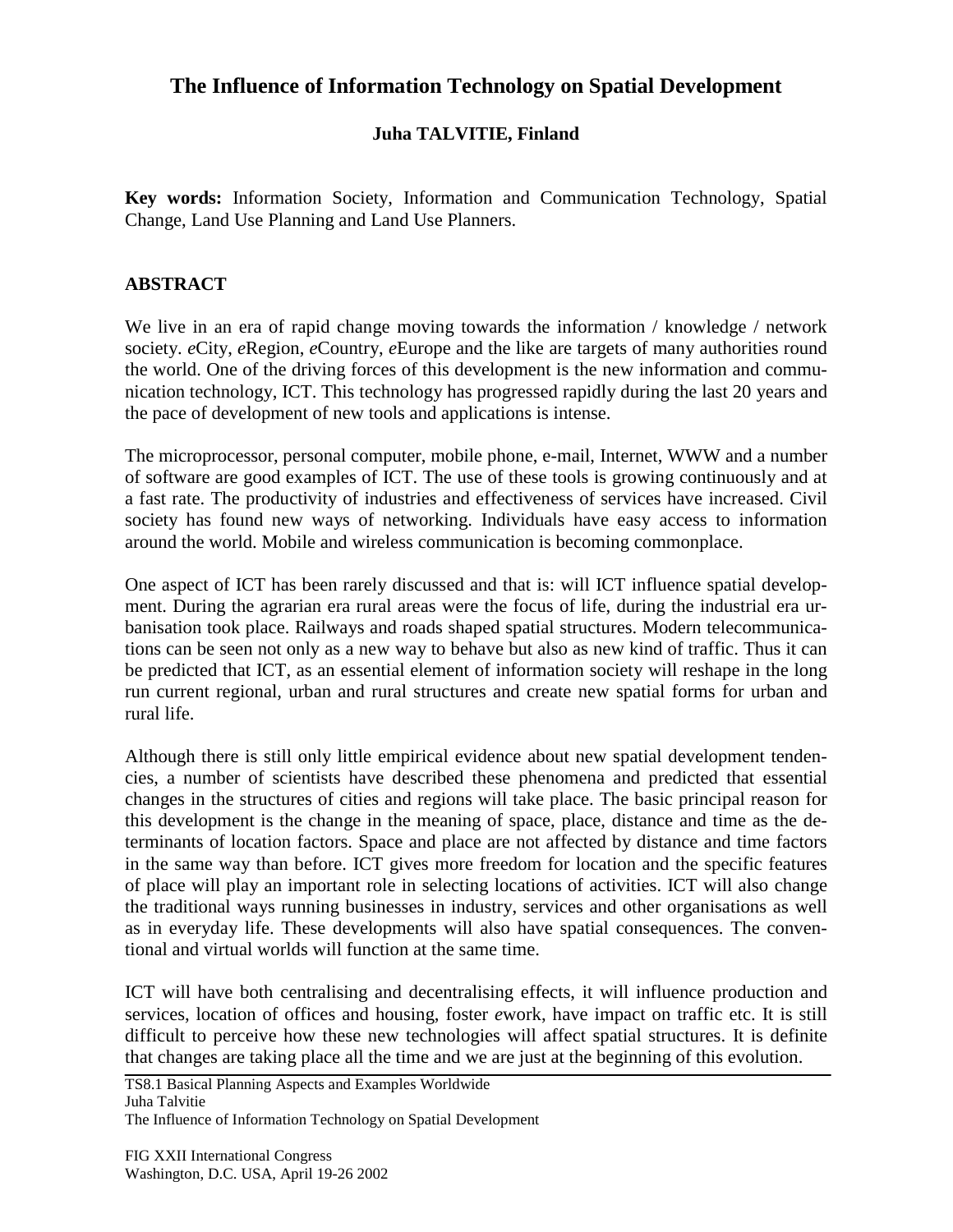# The Influence of Information Technology on Spatial Development

**Juha TALVITIE, Finland**

**Key words:** Information Society, Information and Communication Technology, Spatial Change, Land Use Planning and Land Use Planners.

## ABSTRACT

We live in an era of rapid change moving towards the information / knowledge / network society. *e*City, *e*Region, *e*Country, *e*Europe and the like are targets of many authorities round the world. One of the driving forces of this development is the new information and communication technology, ICT. This technology has progressed rapidly during the last 20 years and the pace of development of new tools and applications is intense.

The microprocessor, personal computer, mobile phone, e-mail, Internet, WWW and a number of software are good examples of ICT. The use of these tools is growing continuously and at a fast rate. The productivity of industries and effectiveness of services have increased. Civil society has found new ways of networking. Individuals have easy access to information around the world. Mobile and wireless communication is becoming commonplace.

One aspect of ICT has been rarely discussed and that is: will ICT influence spatial development. During the agrarian era rural areas were the focus of life, during the industrial era urbanisation took place. Railways and roads shaped spatial structures. Modern telecommunications can be seen not only as a new way to behave but also as new kind of traffic. Thus it can be predicted that ICT, as an essential element of information society will reshape in the long run current regional, urban and rural structures and create new spatial forms for urban and rural life.

Although there is still only little empirical evidence about new spatial development tendencies, a number of scientists have described these phenomena and predicted that essential changes in the structures of cities and regions will take place. The basic principal reason for this development is the change in the meaning of space, place, distance and time as the determinants of location factors. Space and place are not affected by distance and time factors in the same way than before. ICT gives more freedom for location and the specific features of place will play an important role in selecting locations of activities. ICT will also change the traditional ways running businesses in industry, services and other organisations as well as in everyday life. These developments will also have spatial consequences. The conventional and virtual worlds will function at the same time.

ICT will have both centralising and decentralising effects, it will influence production and services, location of offices and housing, foster *e*work, have impact on traffic etc. It is still difficult to perceive how these new technologies will affect spatial structures. It is definite that changes are taking place all the time and we are just at the beginning of this evolution.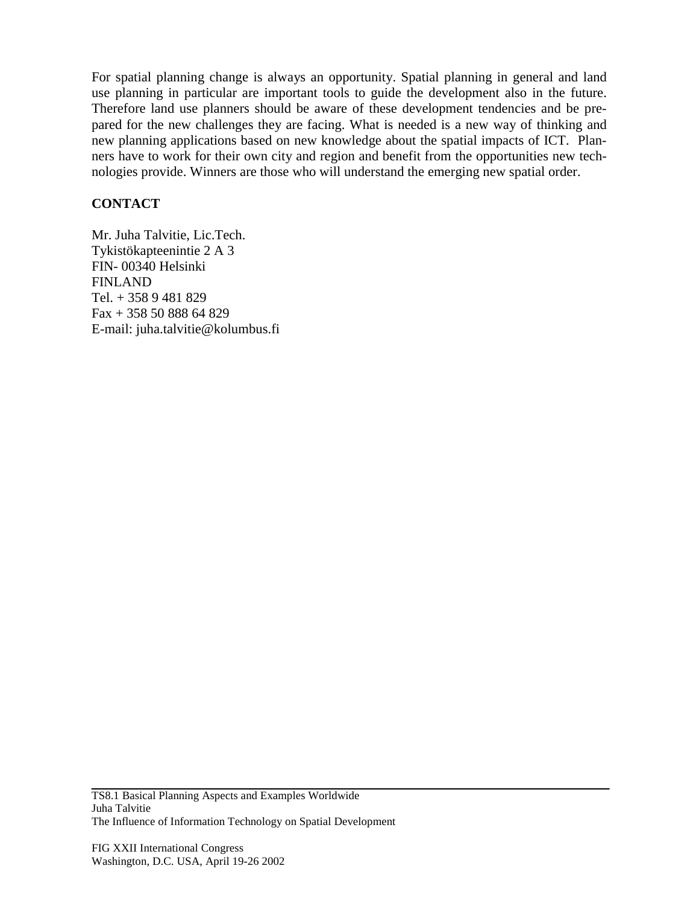For spatial planning change is always an opportunity. Spatial planning in general and land use planning in particular are important tools to guide the development also in the future. Therefore land use planners should be aware of these development tendencies and be prepared for the new challenges they are facing. What is needed is a new way of thinking and new planning applications based on new knowledge about the spatial impacts of ICT. Planners have to work for their own city and region and benefit from the opportunities new technologies provide. Winners are those who will understand the emerging new spatial order.

## CONTACT

Mr. Juha Talvitie, Lic.Tech.
Tykistökapteenintie 2 A 3
FIN- 00340 Helsinki
FINLAND
Tel. + 358 9 481 829
Fax + 358 50 888 64 829
E-mail: juha.talvitie@kolumbus.fi